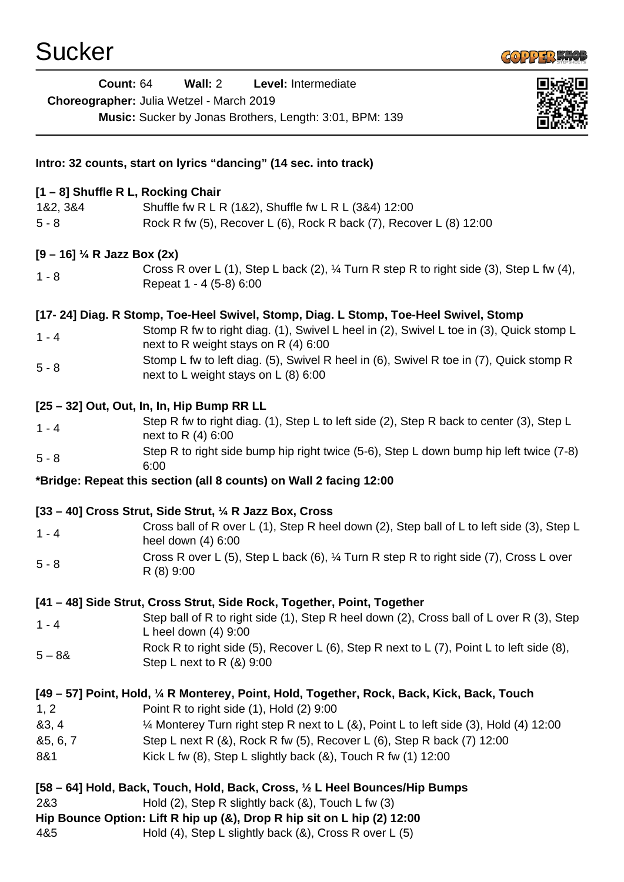# Sucker

**Count:** 64 **Wall:** 2 **Level:** Intermediate

**Choreographer:** Julia Wetzel - March 2019

**Music:** Sucker by Jonas Brothers, Length: 3:01, BPM: 139

**Intro: 32 counts, start on lyrics "dancing" (14 sec. into track)**

**[1 – 8] Shuffle R L, Rocking Chair**

| | |
|---|---|
| 1&2, 3&4 | Shuffle fw R L R (1&2), Shuffle fw L R L (3&4) 12:00 |
| 5 - 8 | Rock R fw (5), Recover L (6), Rock R back (7), Recover L (8) 12:00 |

**[9 – 16] ¼ R Jazz Box (2x)**

| | |
|---|---|
| 1 - 8 | Cross R over L (1), Step L back (2), ¼ Turn R step R to right side (3), Step L fw (4), Repeat 1 - 4 (5-8) 6:00 |

**[17- 24] Diag. R Stomp, Toe-Heel Swivel, Stomp, Diag. L Stomp, Toe-Heel Swivel, Stomp**

| | |
|---|---|
| 1 - 4 | Stomp R fw to right diag. (1), Swivel L heel in (2), Swivel L toe in (3), Quick stomp L next to R weight stays on R (4) 6:00 |
| 5 - 8 | Stomp L fw to left diag. (5), Swivel R heel in (6), Swivel R toe in (7), Quick stomp R next to L weight stays on L (8) 6:00 |

**[25 – 32] Out, Out, In, In, Hip Bump RR LL**

| | |
|---|---|
| 1 - 4 | Step R fw to right diag. (1), Step L to left side (2), Step R back to center (3), Step L next to R (4) 6:00 |
| 5 - 8 | Step R to right side bump hip right twice (5-6), Step L down bump hip left twice (7-8) 6:00 |

**\*Bridge: Repeat this section (all 8 counts) on Wall 2 facing 12:00**

**[33 – 40] Cross Strut, Side Strut, ¼ R Jazz Box, Cross**

| | |
|---|---|
| 1 - 4 | Cross ball of R over L (1), Step R heel down (2), Step ball of L to left side (3), Step L heel down (4) 6:00 |
| 5 - 8 | Cross R over L (5), Step L back (6), ¼ Turn R step R to right side (7), Cross L over R (8) 9:00 |

**[41 – 48] Side Strut, Cross Strut, Side Rock, Together, Point, Together**

| | |
|---|---|
| 1 - 4 | Step ball of R to right side (1), Step R heel down (2), Cross ball of L over R (3), Step L heel down (4) 9:00 |
| 5 – 8& | Rock R to right side (5), Recover L (6), Step R next to L (7), Point L to left side (8), Step L next to R (&) 9:00 |

**[49 – 57] Point, Hold, ¼ R Monterey, Point, Hold, Together, Rock, Back, Kick, Back, Touch**

| | |
|---|---|
| 1, 2 | Point R to right side (1), Hold (2) 9:00 |
| &3, 4 | ¼ Monterey Turn right step R next to L (&), Point L to left side (3), Hold (4) 12:00 |
| &5, 6, 7 | Step L next R (&), Rock R fw (5), Recover L (6), Step R back (7) 12:00 |
| 8&1 | Kick L fw (8), Step L slightly back (&), Touch R fw (1) 12:00 |

**[58 – 64] Hold, Back, Touch, Hold, Back, Cross, ½ L Heel Bounces/Hip Bumps**

| | |
|---|---|
| 2&3 | Hold (2), Step R slightly back (&), Touch L fw (3) |

**Hip Bounce Option: Lift R hip up (&), Drop R hip sit on L hip (2) 12:00**

| | |
|---|---|
| 4&5 | Hold (4), Step L slightly back (&), Cross R over L (5) |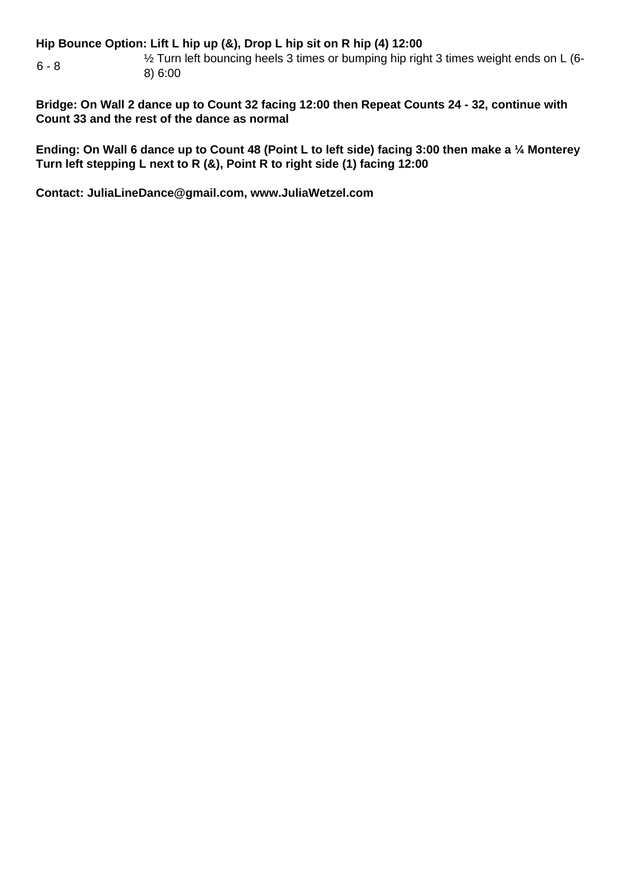**Hip Bounce Option: Lift L hip up (&), Drop L hip sit on R hip (4) 12:00**

| | |
|---|---|
| 6 - 8 | ½ Turn left bouncing heels 3 times or bumping hip right 3 times weight ends on L (6-8) 6:00 |

**Bridge: On Wall 2 dance up to Count 32 facing 12:00 then Repeat Counts 24 - 32, continue with Count 33 and the rest of the dance as normal**

**Ending: On Wall 6 dance up to Count 48 (Point L to left side) facing 3:00 then make a ¼ Monterey Turn left stepping L next to R (&), Point R to right side (1) facing 12:00**

**Contact: JuliaLineDance@gmail.com, www.JuliaWetzel.com**